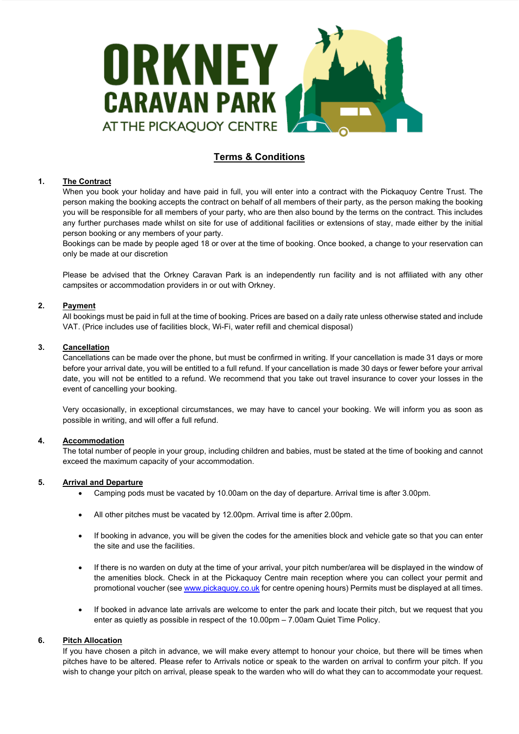# ORKNEY CARAVAN PARK AT THE PICKAQUOY CENTRE

## Terms & Conditions

**1. The Contract**

When you book your holiday and have paid in full, you will enter into a contract with the Pickaquoy Centre Trust. The person making the booking accepts the contract on behalf of all members of their party, as the person making the booking you will be responsible for all members of your party, who are then also bound by the terms on the contract. This includes any further purchases made whilst on site for use of additional facilities or extensions of stay, made either by the initial person booking or any members of your party.

Bookings can be made by people aged 18 or over at the time of booking. Once booked, a change to your reservation can only be made at our discretion

Please be advised that the Orkney Caravan Park is an independently run facility and is not affiliated with any other campsites or accommodation providers in or out with Orkney.

**2. Payment**

All bookings must be paid in full at the time of booking. Prices are based on a daily rate unless otherwise stated and include VAT. (Price includes use of facilities block, Wi-Fi, water refill and chemical disposal)

**3. Cancellation**

Cancellations can be made over the phone, but must be confirmed in writing. If your cancellation is made 31 days or more before your arrival date, you will be entitled to a full refund. If your cancellation is made 30 days or fewer before your arrival date, you will not be entitled to a refund. We recommend that you take out travel insurance to cover your losses in the event of cancelling your booking.

Very occasionally, in exceptional circumstances, we may have to cancel your booking. We will inform you as soon as possible in writing, and will offer a full refund.

**4. Accommodation**

The total number of people in your group, including children and babies, must be stated at the time of booking and cannot exceed the maximum capacity of your accommodation.

**5. Arrival and Departure**

- Camping pods must be vacated by 10.00am on the day of departure. Arrival time is after 3.00pm.
- All other pitches must be vacated by 12.00pm. Arrival time is after 2.00pm.
- If booking in advance, you will be given the codes for the amenities block and vehicle gate so that you can enter the site and use the facilities.
- If there is no warden on duty at the time of your arrival, your pitch number/area will be displayed in the window of the amenities block. Check in at the Pickaquoy Centre main reception where you can collect your permit and promotional voucher (see www.pickaquoy.co.uk for centre opening hours) Permits must be displayed at all times.
- If booked in advance late arrivals are welcome to enter the park and locate their pitch, but we request that you enter as quietly as possible in respect of the 10.00pm – 7.00am Quiet Time Policy.

**6. Pitch Allocation**

If you have chosen a pitch in advance, we will make every attempt to honour your choice, but there will be times when pitches have to be altered. Please refer to Arrivals notice or speak to the warden on arrival to confirm your pitch. If you wish to change your pitch on arrival, please speak to the warden who will do what they can to accommodate your request.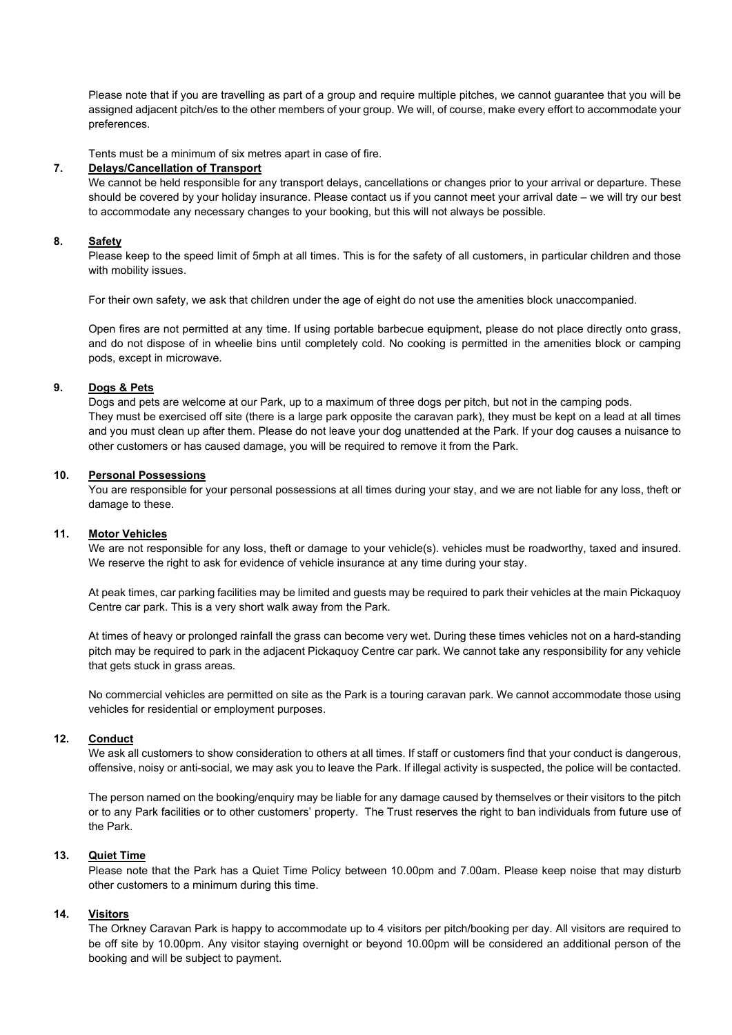Please note that if you are travelling as part of a group and require multiple pitches, we cannot guarantee that you will be assigned adjacent pitch/es to the other members of your group. We will, of course, make every effort to accommodate your preferences.

Tents must be a minimum of six metres apart in case of fire.

## 7. Delays/Cancellation of Transport

We cannot be held responsible for any transport delays, cancellations or changes prior to your arrival or departure. These should be covered by your holiday insurance. Please contact us if you cannot meet your arrival date – we will try our best to accommodate any necessary changes to your booking, but this will not always be possible.

## 8. Safety

Please keep to the speed limit of 5mph at all times. This is for the safety of all customers, in particular children and those with mobility issues.

For their own safety, we ask that children under the age of eight do not use the amenities block unaccompanied.

Open fires are not permitted at any time. If using portable barbecue equipment, please do not place directly onto grass, and do not dispose of in wheelie bins until completely cold. No cooking is permitted in the amenities block or camping pods, except in microwave.

## 9. Dogs & Pets

Dogs and pets are welcome at our Park, up to a maximum of three dogs per pitch, but not in the camping pods. They must be exercised off site (there is a large park opposite the caravan park), they must be kept on a lead at all times and you must clean up after them. Please do not leave your dog unattended at the Park. If your dog causes a nuisance to other customers or has caused damage, you will be required to remove it from the Park.

## 10. Personal Possessions

You are responsible for your personal possessions at all times during your stay, and we are not liable for any loss, theft or damage to these.

## 11. Motor Vehicles

We are not responsible for any loss, theft or damage to your vehicle(s). vehicles must be roadworthy, taxed and insured. We reserve the right to ask for evidence of vehicle insurance at any time during your stay.

At peak times, car parking facilities may be limited and guests may be required to park their vehicles at the main Pickaquoy Centre car park. This is a very short walk away from the Park.

At times of heavy or prolonged rainfall the grass can become very wet. During these times vehicles not on a hard-standing pitch may be required to park in the adjacent Pickaquoy Centre car park. We cannot take any responsibility for any vehicle that gets stuck in grass areas.

No commercial vehicles are permitted on site as the Park is a touring caravan park. We cannot accommodate those using vehicles for residential or employment purposes.

## 12. Conduct

We ask all customers to show consideration to others at all times. If staff or customers find that your conduct is dangerous, offensive, noisy or anti-social, we may ask you to leave the Park. If illegal activity is suspected, the police will be contacted.

The person named on the booking/enquiry may be liable for any damage caused by themselves or their visitors to the pitch or to any Park facilities or to other customers' property. The Trust reserves the right to ban individuals from future use of the Park.

## 13. Quiet Time

Please note that the Park has a Quiet Time Policy between 10.00pm and 7.00am. Please keep noise that may disturb other customers to a minimum during this time.

## 14. Visitors

The Orkney Caravan Park is happy to accommodate up to 4 visitors per pitch/booking per day. All visitors are required to be off site by 10.00pm. Any visitor staying overnight or beyond 10.00pm will be considered an additional person of the booking and will be subject to payment.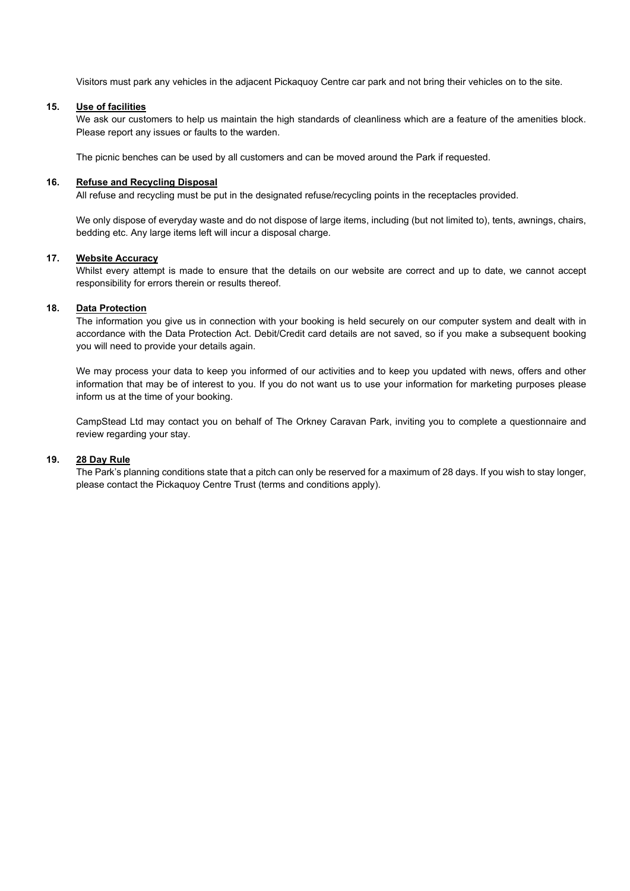Visitors must park any vehicles in the adjacent Pickaquoy Centre car park and not bring their vehicles on to the site.

**15. Use of facilities**

We ask our customers to help us maintain the high standards of cleanliness which are a feature of the amenities block. Please report any issues or faults to the warden.

The picnic benches can be used by all customers and can be moved around the Park if requested.

**16. Refuse and Recycling Disposal**

All refuse and recycling must be put in the designated refuse/recycling points in the receptacles provided.

We only dispose of everyday waste and do not dispose of large items, including (but not limited to), tents, awnings, chairs, bedding etc. Any large items left will incur a disposal charge.

**17. Website Accuracy**

Whilst every attempt is made to ensure that the details on our website are correct and up to date, we cannot accept responsibility for errors therein or results thereof.

**18. Data Protection**

The information you give us in connection with your booking is held securely on our computer system and dealt with in accordance with the Data Protection Act. Debit/Credit card details are not saved, so if you make a subsequent booking you will need to provide your details again.

We may process your data to keep you informed of our activities and to keep you updated with news, offers and other information that may be of interest to you. If you do not want us to use your information for marketing purposes please inform us at the time of your booking.

CampStead Ltd may contact you on behalf of The Orkney Caravan Park, inviting you to complete a questionnaire and review regarding your stay.

**19. 28 Day Rule**

The Park's planning conditions state that a pitch can only be reserved for a maximum of 28 days. If you wish to stay longer, please contact the Pickaquoy Centre Trust (terms and conditions apply).